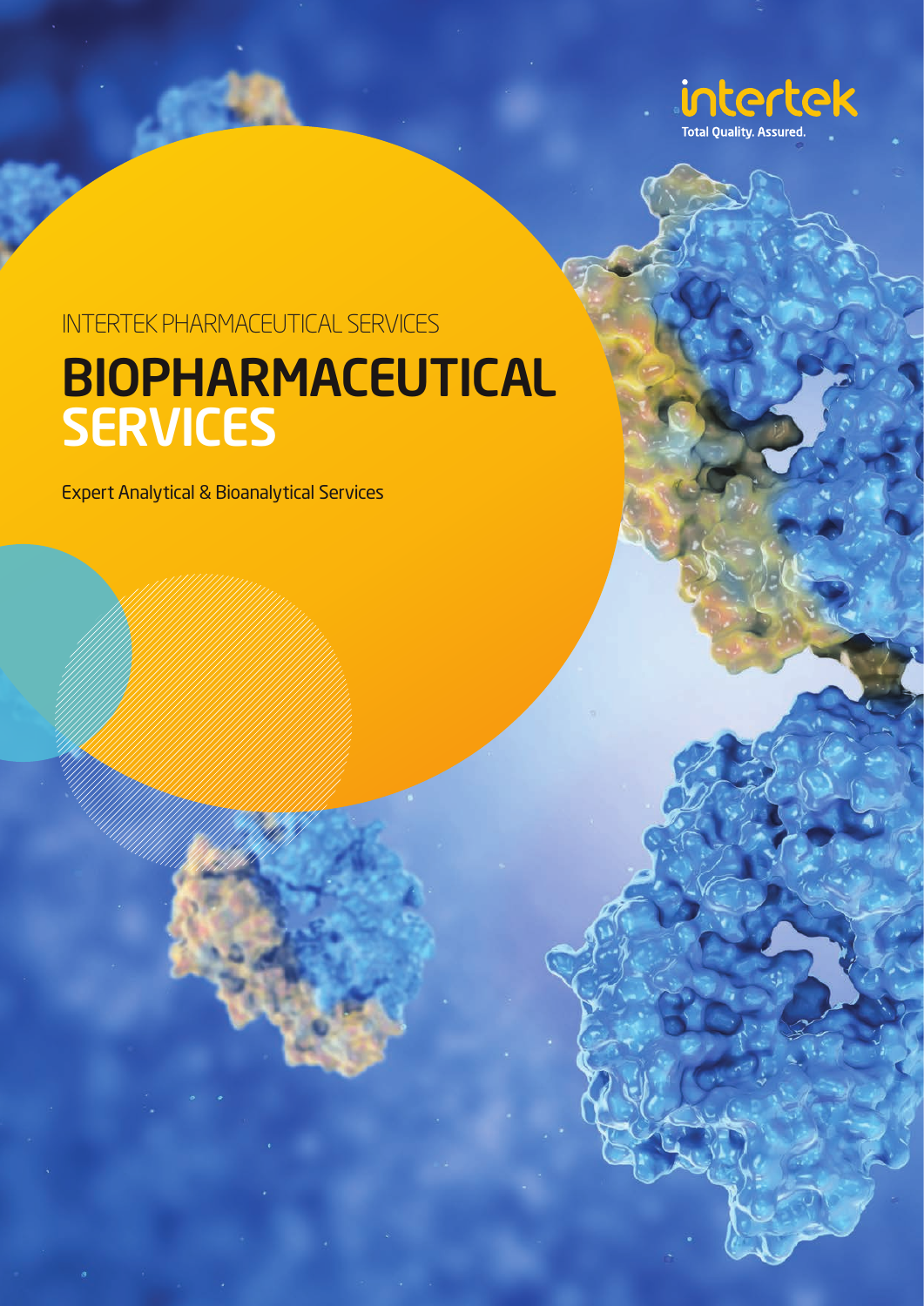intertek
Total Quality. Assured.

INTERTEK PHARMACEUTICAL SERVICES

# BIOPHARMACEUTICAL SERVICES

Expert Analytical & Bioanalytical Services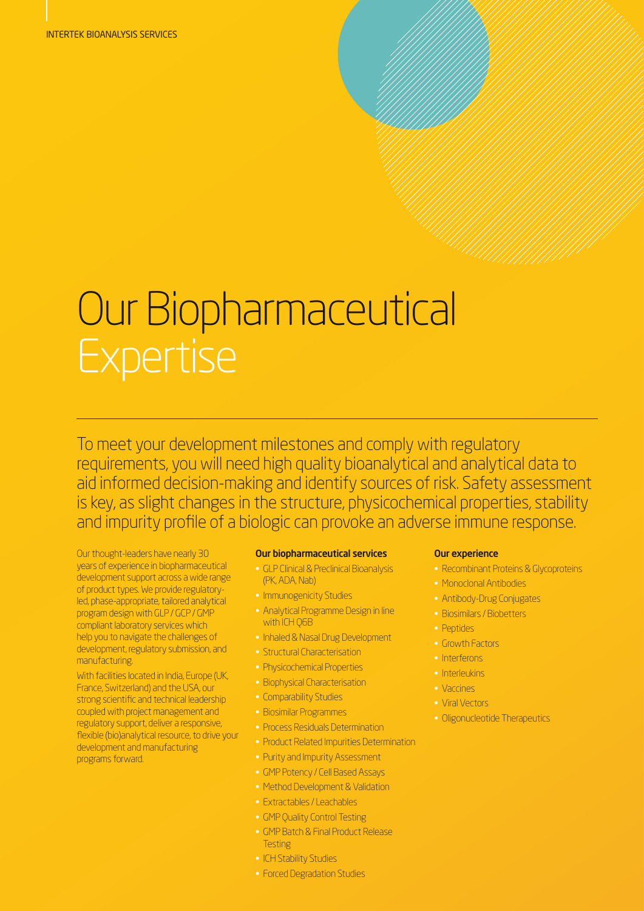# Our Biopharmaceutical Expertise

To meet your development milestones and comply with regulatory requirements, you will need high quality bioanalytical and analytical data to aid informed decision-making and identify sources of risk. Safety assessment is key, as slight changes in the structure, physicochemical properties, stability and impurity profile of a biologic can provoke an adverse immune response.

Our thought-leaders have nearly 30 years of experience in biopharmaceutical development support across a wide range of product types. We provide regulatory-led, phase-appropriate, tailored analytical program design with GLP / GCP / GMP compliant laboratory services which help you to navigate the challenges of development, regulatory submission, and manufacturing.

With facilities located in India, Europe (UK, France, Switzerland) and the USA, our strong scientific and technical leadership coupled with project management and regulatory support, deliver a responsive, flexible (bio)analytical resource, to drive your development and manufacturing programs forward.

**Our biopharmaceutical services**

- GLP Clinical & Preclinical Bioanalysis (PK, ADA, Nab)
- Immunogenicity Studies
- Analytical Programme Design in line with ICH Q6B
- Inhaled & Nasal Drug Development
- Structural Characterisation
- Physicochemical Properties
- Biophysical Characterisation
- Comparability Studies
- Biosimilar Programmes
- Process Residuals Determination
- Product Related Impurities Determination
- Purity and Impurity Assessment
- GMP Potency / Cell Based Assays
- Method Development & Validation
- Extractables / Leachables
- GMP Quality Control Testing
- GMP Batch & Final Product Release Testing
- ICH Stability Studies
- Forced Degradation Studies

**Our experience**

- Recombinant Proteins & Glycoproteins
- Monoclonal Antibodies
- Antibody-Drug Conjugates
- Biosimilars / Biobetters
- Peptides
- Growth Factors
- Interferons
- Interleukins
- Vaccines
- Viral Vectors
- Oligonucleotide Therapeutics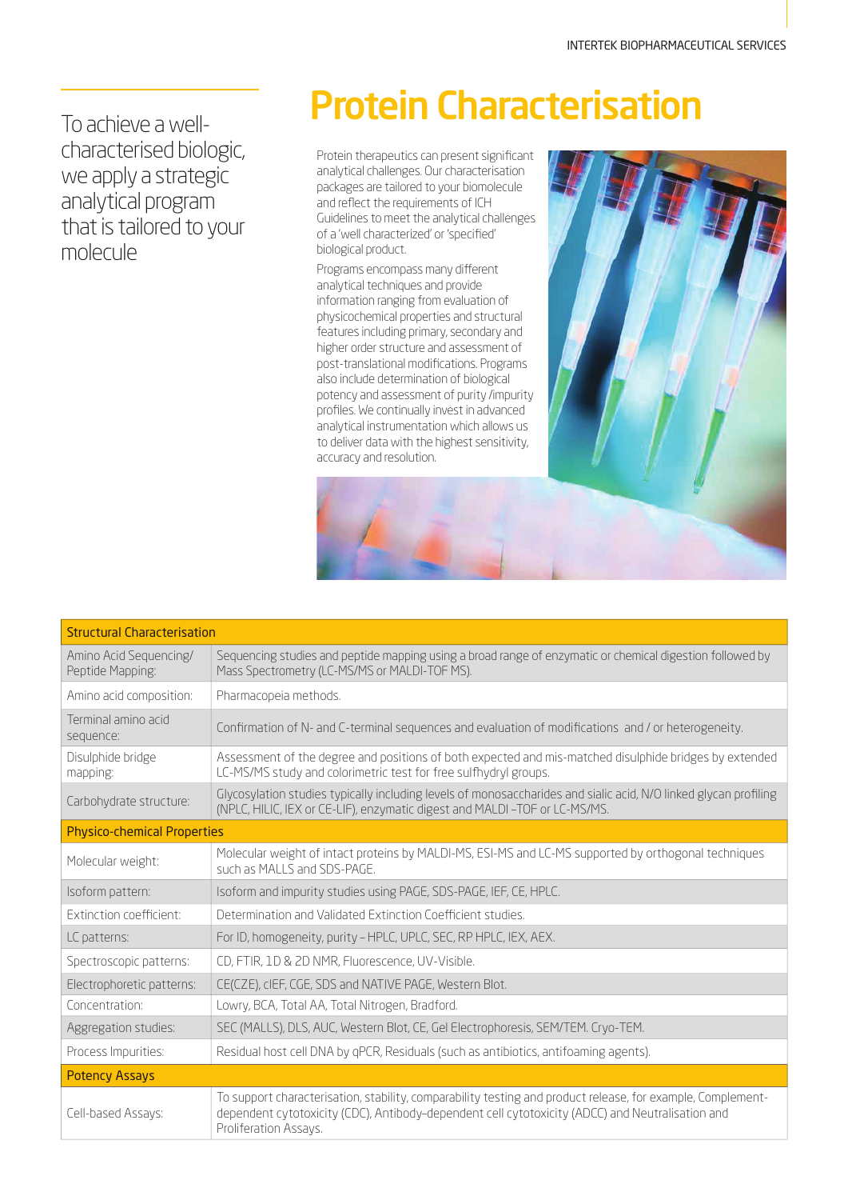To achieve a well-characterised biologic, we apply a strategic analytical program that is tailored to your molecule

# Protein Characterisation

Protein therapeutics can present significant analytical challenges. Our characterisation packages are tailored to your biomolecule and reflect the requirements of ICH Guidelines to meet the analytical challenges of a 'well characterized' or 'specified' biological product.

Programs encompass many different analytical techniques and provide information ranging from evaluation of physicochemical properties and structural features including primary, secondary and higher order structure and assessment of post-translational modifications. Programs also include determination of biological potency and assessment of purity /impurity profiles. We continually invest in advanced analytical instrumentation which allows us to deliver data with the highest sensitivity, accuracy and resolution.

| Structural Characterisation | |
|---|---|
| Amino Acid Sequencing/ Peptide Mapping: | Sequencing studies and peptide mapping using a broad range of enzymatic or chemical digestion followed by Mass Spectrometry (LC-MS/MS or MALDI-TOF MS). |
| Amino acid composition: | Pharmacopeia methods. |
| Terminal amino acid sequence: | Confirmation of N- and C-terminal sequences and evaluation of modifications and / or heterogeneity. |
| Disulphide bridge mapping: | Assessment of the degree and positions of both expected and mis-matched disulphide bridges by extended LC-MS/MS study and colorimetric test for free sulfhydryl groups. |
| Carbohydrate structure: | Glycosylation studies typically including levels of monosaccharides and sialic acid, N/O linked glycan profiling (NPLC, HILIC, IEX or CE-LIF), enzymatic digest and MALDI -TOF or LC-MS/MS. |
| **Physico-chemical Properties** | |
| Molecular weight: | Molecular weight of intact proteins by MALDI-MS, ESI-MS and LC-MS supported by orthogonal techniques such as MALLS and SDS-PAGE. |
| Isoform pattern: | Isoform and impurity studies using PAGE, SDS-PAGE, IEF, CE, HPLC. |
| Extinction coefficient: | Determination and Validated Extinction Coefficient studies. |
| LC patterns: | For ID, homogeneity, purity – HPLC, UPLC, SEC, RP HPLC, IEX, AEX. |
| Spectroscopic patterns: | CD, FTIR, 1D & 2D NMR, Fluorescence, UV-Visible. |
| Electrophoretic patterns: | CE(CZE), cIEF, CGE, SDS and NATIVE PAGE, Western Blot. |
| Concentration: | Lowry, BCA, Total AA, Total Nitrogen, Bradford. |
| Aggregation studies: | SEC (MALLS), DLS, AUC, Western Blot, CE, Gel Electrophoresis, SEM/TEM. Cryo-TEM. |
| Process Impurities: | Residual host cell DNA by qPCR, Residuals (such as antibiotics, antifoaming agents). |
| **Potency Assays** | |
| Cell-based Assays: | To support characterisation, stability, comparability testing and product release, for example, Complement-dependent cytotoxicity (CDC), Antibody-dependent cell cytotoxicity (ADCC) and Neutralisation and Proliferation Assays. |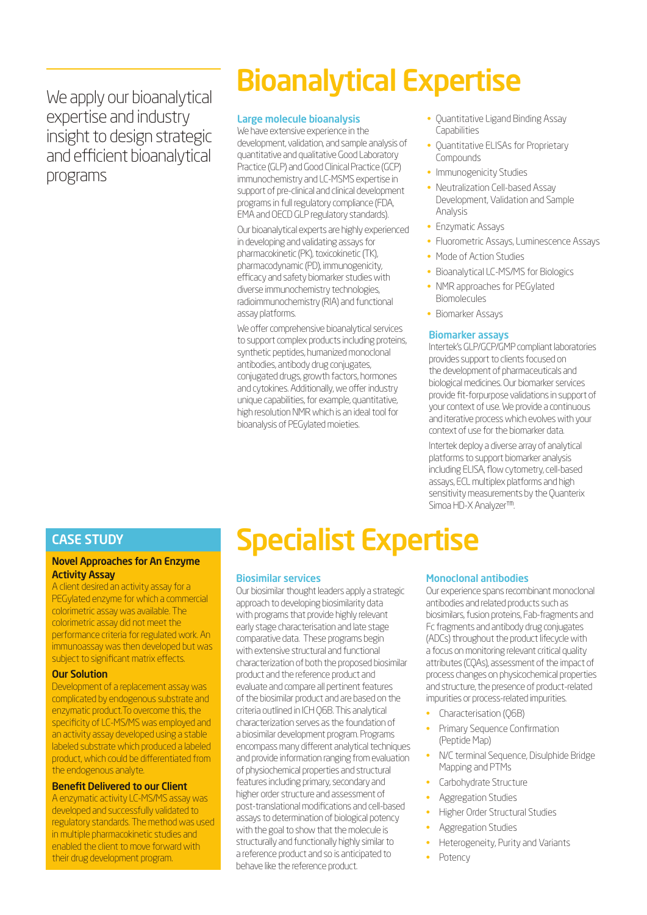We apply our bioanalytical expertise and industry insight to design strategic and efficient bioanalytical programs

# Bioanalytical Expertise

### Large molecule bioanalysis

We have extensive experience in the development, validation, and sample analysis of quantitative and qualitative Good Laboratory Practice (GLP) and Good Clinical Practice (GCP) immunochemistry and LC-MSMS expertise in support of pre-clinical and clinical development programs in full regulatory compliance (FDA, EMA and OECD GLP regulatory standards).

Our bioanalytical experts are highly experienced in developing and validating assays for pharmacokinetic (PK), toxicokinetic (TK), pharmacodynamic (PD), immunogenicity, efficacy and safety biomarker studies with diverse immunochemistry technologies, radioimmunochemistry (RIA) and functional assay platforms.

We offer comprehensive bioanalytical services to support complex products including proteins, synthetic peptides, humanized monoclonal antibodies, antibody drug conjugates, conjugated drugs, growth factors, hormones and cytokines. Additionally, we offer industry unique capabilities, for example, quantitative, high resolution NMR which is an ideal tool for bioanalysis of PEGylated moieties.

- Quantitative Ligand Binding Assay Capabilities
- Quantitative ELISAs for Proprietary Compounds
- Immunogenicity Studies
- Neutralization Cell-based Assay Development, Validation and Sample Analysis
- Enzymatic Assays
- Fluorometric Assays, Luminescence Assays
- Mode of Action Studies
- Bioanalytical LC-MS/MS for Biologics
- NMR approaches for PEGylated Biomolecules
- Biomarker Assays

### Biomarker assays

Intertek's GLP/GCP/GMP compliant laboratories provides support to clients focused on the development of pharmaceuticals and biological medicines. Our biomarker services provide fit-forpurpose validations in support of your context of use. We provide a continuous and iterative process which evolves with your context of use for the biomarker data.

Intertek deploy a diverse array of analytical platforms to support biomarker analysis including ELISA, flow cytometry, cell-based assays, ECL multiplex platforms and high sensitivity measurements by the Quanterix Simoa HD-X Analyzer™.

## CASE STUDY

### Novel Approaches for An Enzyme Activity Assay

A client desired an activity assay for a PEGylated enzyme for which a commercial colorimetric assay was available. The colorimetric assay did not meet the performance criteria for regulated work. An immunoassay was then developed but was subject to significant matrix effects.

### Our Solution

Development of a replacement assay was complicated by endogenous substrate and enzymatic product.To overcome this, the specificity of LC-MS/MS was employed and an activity assay developed using a stable labeled substrate which produced a labeled product, which could be differentiated from the endogenous analyte.

### Benefit Delivered to our Client

A enzymatic activity LC-MS/MS assay was developed and successfully validated to regulatory standards. The method was used in multiple pharmacokinetic studies and enabled the client to move forward with their drug development program.

# Specialist Expertise

### Biosimilar services

Our biosimilar thought leaders apply a strategic approach to developing biosimilarity data with programs that provide highly relevant early stage characterisation and late stage comparative data. These programs begin with extensive structural and functional characterization of both the proposed biosimilar product and the reference product and evaluate and compare all pertinent features of the biosimilar product and are based on the criteria outlined in ICH Q6B. This analytical characterization serves as the foundation of a biosimilar development program. Programs encompass many different analytical techniques and provide information ranging from evaluation of physiochemical properties and structural features including primary, secondary and higher order structure and assessment of post-translational modifications and cell-based assays to determination of biological potency with the goal to show that the molecule is structurally and functionally highly similar to a reference product and so is anticipated to behave like the reference product.

### Monoclonal antibodies

Our experience spans recombinant monoclonal antibodies and related products such as biosimilars, fusion proteins, Fab-fragments and Fc fragments and antibody drug conjugates (ADCs) throughout the product lifecycle with a focus on monitoring relevant critical quality attributes (CQAs), assessment of the impact of process changes on physicochemical properties and structure, the presence of product-related impurities or process-related impurities.

- Characterisation (Q6B)
- Primary Sequence Confirmation (Peptide Map)
- N/C terminal Sequence, Disulphide Bridge Mapping and PTMs
- Carbohydrate Structure
- Aggregation Studies
- Higher Order Structural Studies
- Aggregation Studies
- Heterogeneity, Purity and Variants
- Potency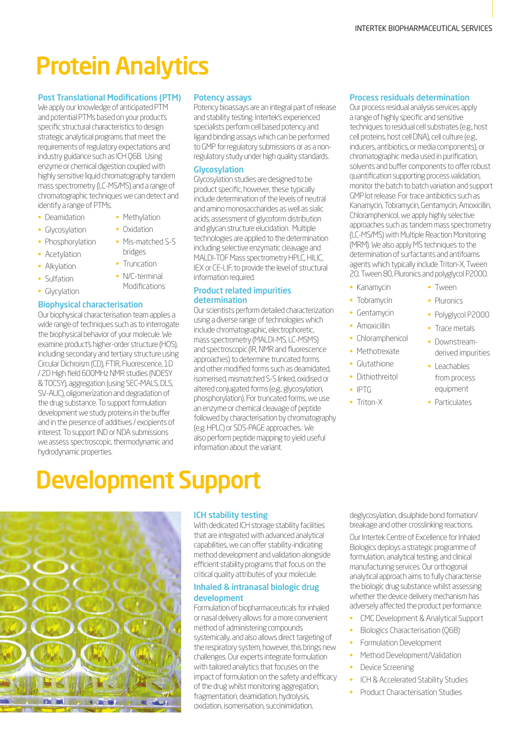# Protein Analytics

### Post Translational Modifications (PTM)

We apply our knowledge of anticipated PTM and potential PTMs based on your product's specific structural characteristics to design strategic analytical programs that meet the requirements of regulatory expectations and industry guidance such as ICH Q6B. Using enzyme or chemical digestion coupled with highly sensitive liquid chromatography tandem mass spectrometry (LC-MS/MS) and a range of chromatographic techniques we can detect and identify a range of PTMs.

- Deamidation
- Glycosylation
- Phosphorylation
- Acetylation
- Alkylation
- Sulfation
- Glycylation
- Methylation
- Oxidation
- Mis-matched S-S bridges
- Truncation
- N/C-terminal Modifications

### Biophysical characterisation

Our biophysical characterisation team applies a wide range of techniques such as to interrogate the biophysical behavior of your molecule. We examine product's higher-order structure (HOS), including secondary and tertiary structure using Circular Dichroism (CD), FTIR, Fluorescence, 1D / 2D High field 600MHz NMR studies (NOESY & TOCSY), aggregation (using SEC-MALS, DLS, SV-AUC), oligomerization and degradation of the drug substance. To support formulation development we study proteins in the buffer and in the presence of additives / excipients of interest. To support IND or NDA submissions we assess spectroscopic, thermodynamic and hydrodynamic properties.

### Potency assays

Potency bioassays are an integral part of release and stability testing. Intertek's experienced specialists perform cell based potency and ligand binding assays which can be performed to GMP for regulatory submissions or as a non-regulatory study under high quality standards.

### Glycosylation

Glycosylation studies are designed to be product specific, however, these typically include determination of the levels of neutral and amino monosaccharides as well as sialic acids, assessment of glycoform distribution and glycan structure elucidation. Multiple technologies are applied to the determination including selective enzymatic cleavage and MALDI-TOF Mass spectrometry HPLC, HILIC, IEX or CE-LIF, to provide the level of structural information required.

### Product related impurities determination

Our scientists perform detailed characterization using a diverse range of technologies which include chromatographic, electrophoretic, mass spectrometry (MALDI-MS, LC-MSMS) and spectroscopic (IR, NMR and fluorescence approaches) to determine truncated forms and other modified forms such as deamidated, isomerised, mismatched S-S linked, oxidised or altered conjugated forms (e.g., glycosylation, phosphorylation). For truncated forms, we use an enzyme or chemical cleavage of peptide followed by characterisation by chromatography (e.g. HPLC) or SDS-PAGE approaches. We also perform peptide mapping to yield useful information about the variant.

### Process residuals determination

Our process residual analysis services apply a range of highly specific and sensitive techniques to residual cell substrates (e.g., host cell proteins, host cell DNA), cell culture (e.g., inducers, antibiotics, or media components), or chromatographic media used in purification, solvents and buffer components to offer robust quantification supporting process validation, monitor the batch to batch variation and support GMP lot release. For trace antibiotics such as Kanamycin, Tobramycin, Gentamycin, Amoxicillin, Chloramphenicol, we apply highly selective approaches such as tandem mass spectrometry (LC-MS/MS) with Multiple Reaction Monitoring (MRM). We also apply MS techniques to the determination of surfactants and antifoams agents which typically include Triton-X, Tween 20, Tween 80, Pluronics and polyglycol P2000.

- Kanamycin
- Tobramycin
- Gentamycin
- Amoxicillin
- Chloramphenicol
- Methotrexate
- Glutathione
- Dithiothreitol
- IPTG
- Triton-X
- Tween
- Pluronics
- Polyglycol P2000
- Trace metals
- Downstream-derived impurities
- Leachables from process equipment
- Particulates

# Development Support

### ICH stability testing

With dedicated ICH storage stability facilities that are integrated with advanced analytical capabilities, we can offer stability-indicating method development and validation alongside efficient stability programs that focus on the critical quality attributes of your molecule.

### Inhaled & intranasal biologic drug development

Formulation of biopharmaceuticals for inhaled or nasal delivery allows for a more convenient method of administering compounds systemically, and also allows direct targeting of the respiratory system, however, this brings new challenges. Our experts integrate formulation with tailored analytics that focuses on the impact of formulation on the safety and efficacy of the drug whilst monitoring aggregation, fragmentation, deamidation, hydrolysis, oxidation, isomerisation, succinimidation, deglycosylation, disulphide bond formation/ breakage and other crosslinking reactions.

Our Intertek Centre of Excellence for Inhaled Biologics deploys a strategic programme of formulation, analytical testing, and clinical manufacturing services. Our orthogonal analytical approach aims to fully characterise the biologic drug substance whilst assessing whether the device delivery mechanism has adversely affected the product performance.

- CMC Development & Analytical Support
- Biologics Characterisation (Q6B)
- Formulation Development
- Method Development/Validation
- Device Screening
- ICH & Accelerated Stability Studies
- Product Characterisation Studies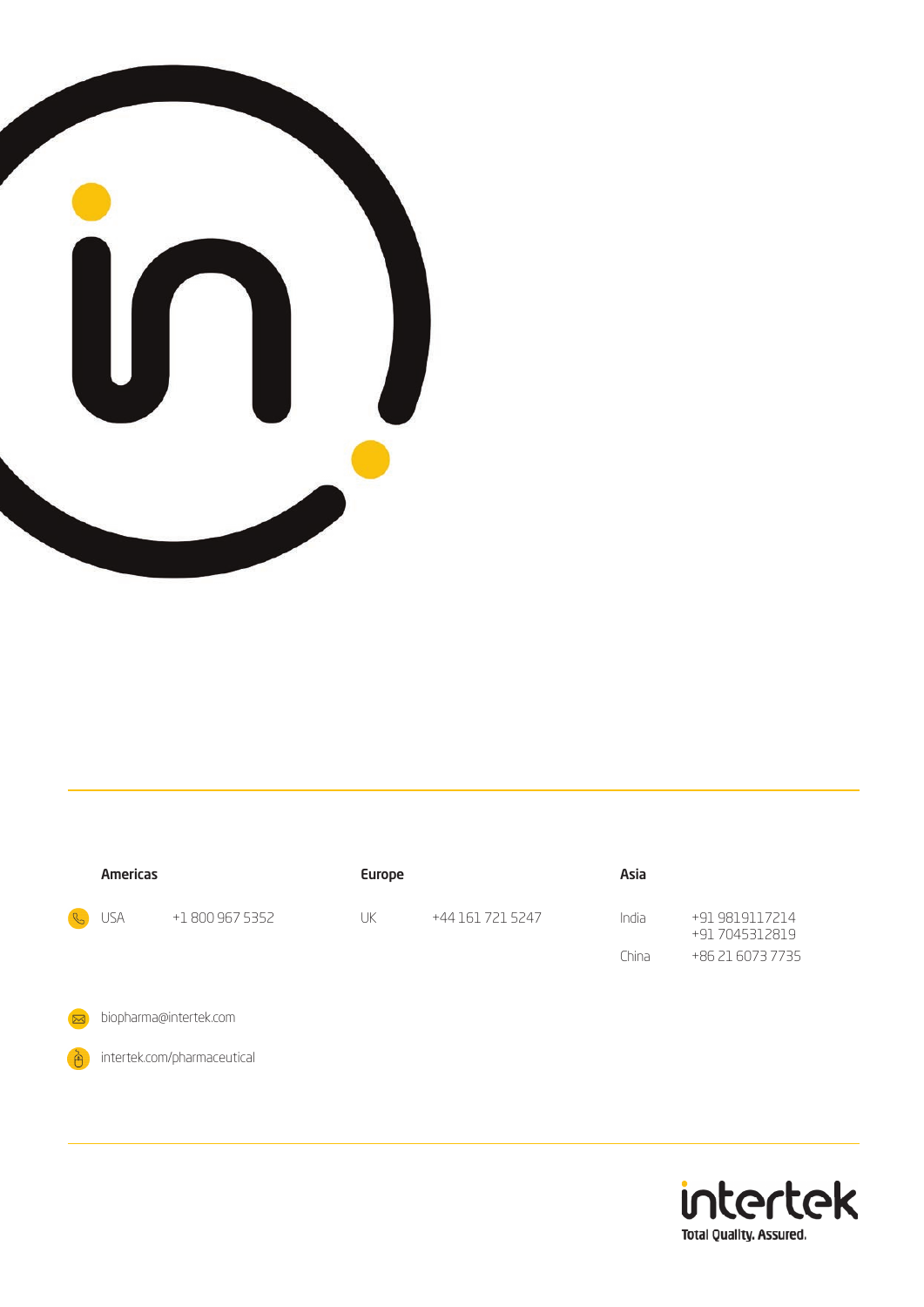| Americas | | Europe | | Asia | |
|---|---|---|---|---|---|
| USA | +1 800 967 5352 | UK | +44 161 721 5247 | India | +91 9819117214<br>+91 7045312819 |
| | | | | China | +86 21 6073 7735 |

biopharma@intertek.com

intertek.com/pharmaceutical

intertek

Total Quality. Assured.